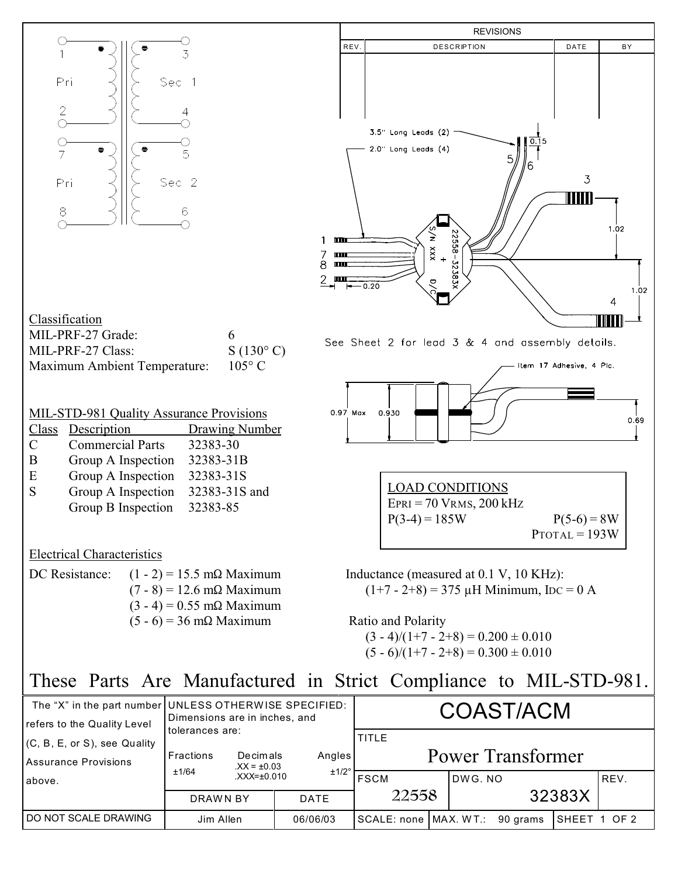| REV. | DESCRIPTION | DATE | BY |
| --- | --- | --- | --- |
| | | | |

Pri 1–2, Sec 1 3–4, Pri 7–8, Sec 2 5–6

3.5" Long Leads (2)
2.0" Long Leads (4)

0.15, 1.02, 1.02, 0.20

22558-32383X, S/N XXX, D/C

See Sheet 2 for lead 3 & 4 and assembly details.

Item 17 Adhesive, 4 Plc.

0.97 Max, 0.930, 0.69

Classification

| | |
| --- | --- |
| MIL-PRF-27 Grade: | 6 |
| MIL-PRF-27 Class: | S (130° C) |
| Maximum Ambient Temperature: | 105° C |

MIL-STD-981 Quality Assurance Provisions

| Class | Description | Drawing Number |
| --- | --- | --- |
| C | Commercial Parts | 32383-30 |
| B | Group A Inspection | 32383-31B |
| E | Group A Inspection | 32383-31S |
| S | Group A Inspection | 32383-31S and |
| | Group B Inspection | 32383-85 |

LOAD CONDITIONS
$E_{PRI}$ = 70 VRMS, 200 kHz
P(3-4) = 185W P(5-6) = 8W
$P_{TOTAL}$ = 193W

Electrical Characteristics

DC Resistance:
(1 - 2) = 15.5 mΩ Maximum
(7 - 8) = 12.6 mΩ Maximum
(3 - 4) = 0.55 mΩ Maximum
(5 - 6) = 36 mΩ Maximum

Inductance (measured at 0.1 V, 10 KHz):
(1+7 - 2+8) = 375 µH Minimum, $I_{DC}$ = 0 A

Ratio and Polarity
(3 - 4)/(1+7 - 2+8) = 0.200 ± 0.010
(5 - 6)/(1+7 - 2+8) = 0.300 ± 0.010

These Parts Are Manufactured in Strict Compliance to MIL-STD-981.

| The "X" in the part number refers to the Quality Level (C, B, E, or S), see Quality Assurance Provisions above. | UNLESS OTHERWISE SPECIFIED: Dimensions are in inches, and tolerances are: Fractions ±1/64, Decimals .XX = ±0.03 .XXX=±0.010, Angles ±1/2° | COAST/ACM | | |
| --- | --- | --- | --- | --- |
| | DRAWN BY: Jim Allen | DATE: 06/06/03 | TITLE: Power Transformer | |
| | | | FSCM: 22558 | DWG. NO: 32383X | REV. |
| DO NOT SCALE DRAWING | | | SCALE: none | MAX. WT.: 90 grams | SHEET 1 OF 2 |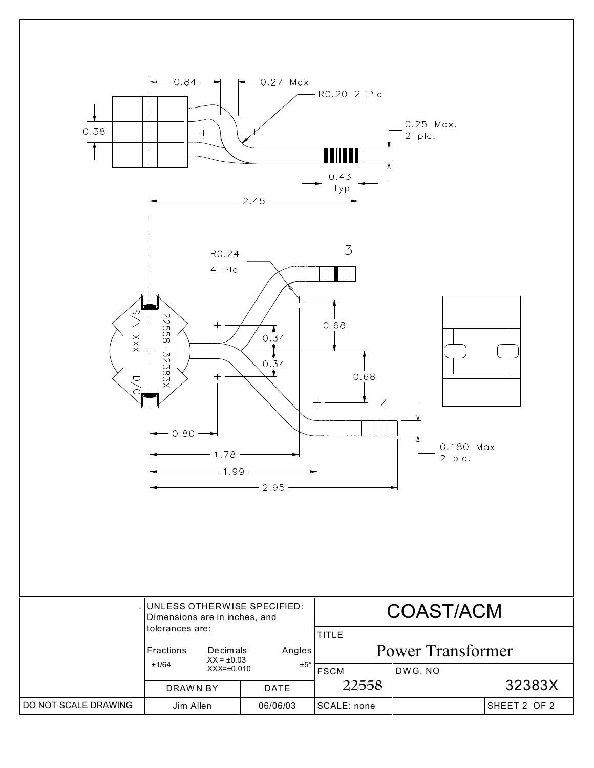0.84

0.27 Max

R0.20 2 Plc

0.38

0.25 Max.
2 plc.

0.43
Typ

2.45

R0.24
4 Plc

3

S/N XXX

22558-32383X

D/C

0.34

0.34

0.68

0.68

4

0.80

1.78

1.99

2.95

0.180 Max
2 plc.

| | | | | | |
|---|---|---|---|---|---|
| | UNLESS OTHERWISE SPECIFIED: Dimensions are in inches, and tolerances are: | | COAST/ACM | | |
| | Fractions ±1/64 | Decimals .XX = ±0.03 .XXX=±0.010 | Angles ±5° | TITLE Power Transformer | |
| | DRAWN BY | DATE | FSCM 22558 | DWG. NO | 32383X |
| DO NOT SCALE DRAWING | Jim Allen | 06/06/03 | SCALE: none | | SHEET 2 OF 2 |